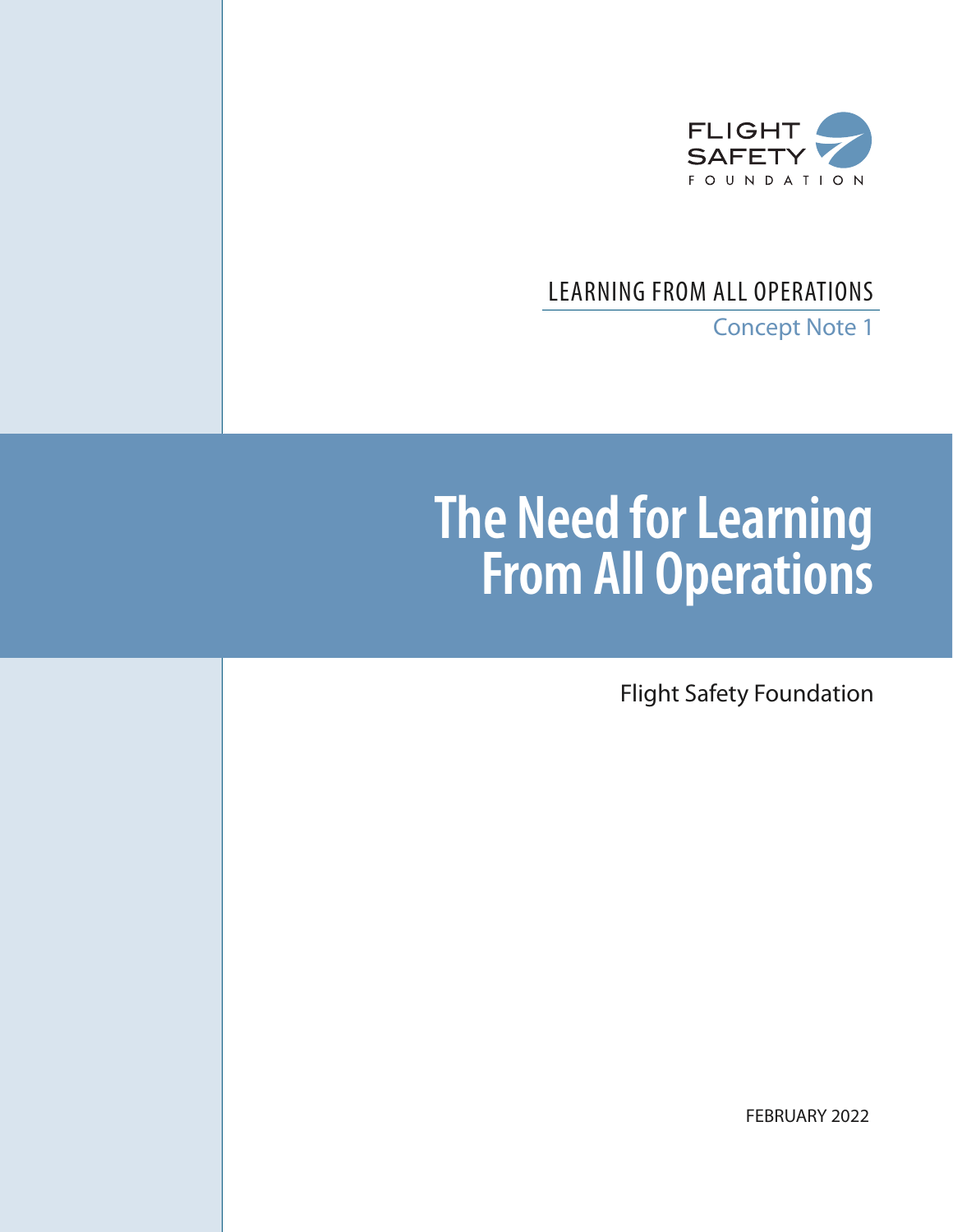FLIGHT SAFETY FOUNDATION

LEARNING FROM ALL OPERATIONS

Concept Note 1

# The Need for Learning From All Operations

Flight Safety Foundation

FEBRUARY 2022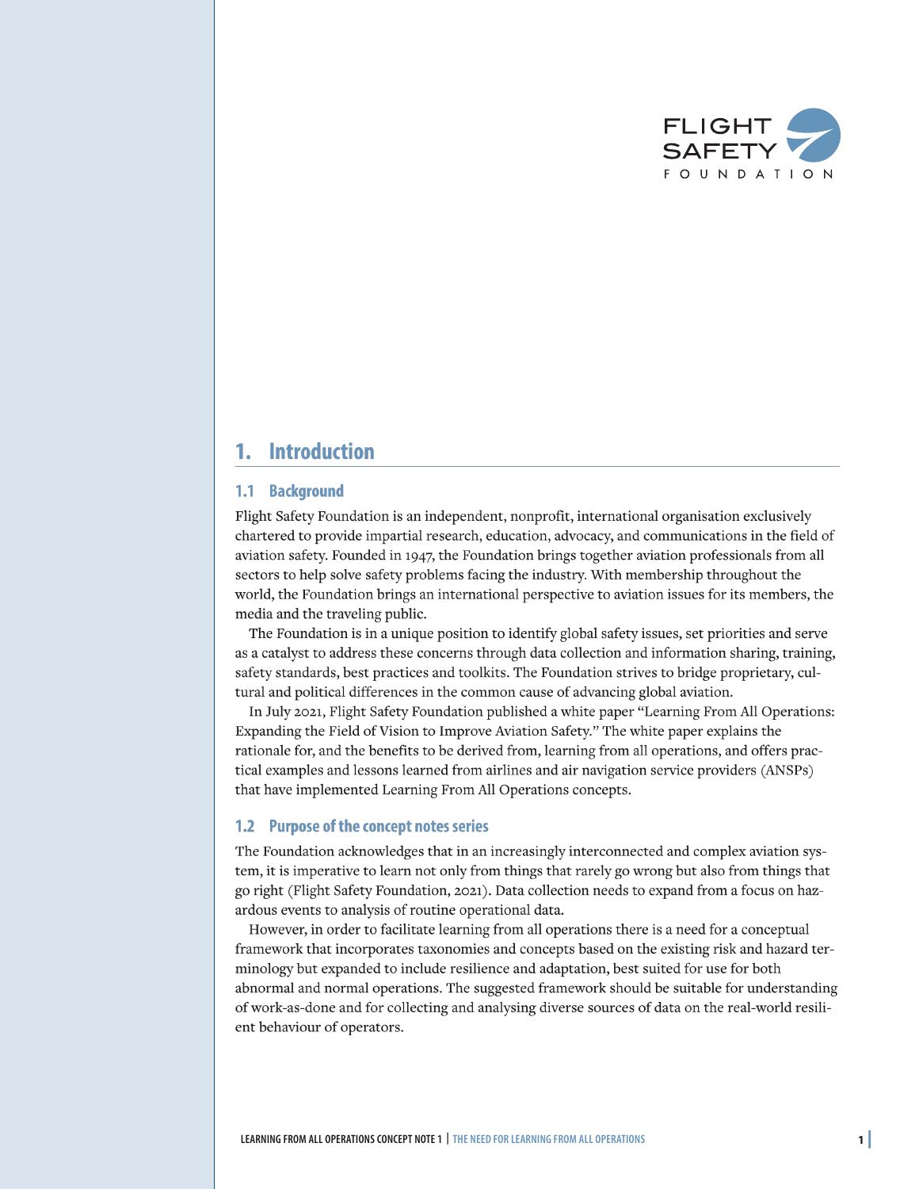## 1. Introduction

### 1.1 Background

Flight Safety Foundation is an independent, nonprofit, international organisation exclusively chartered to provide impartial research, education, advocacy, and communications in the field of aviation safety. Founded in 1947, the Foundation brings together aviation professionals from all sectors to help solve safety problems facing the industry. With membership throughout the world, the Foundation brings an international perspective to aviation issues for its members, the media and the traveling public.

The Foundation is in a unique position to identify global safety issues, set priorities and serve as a catalyst to address these concerns through data collection and information sharing, training, safety standards, best practices and toolkits. The Foundation strives to bridge proprietary, cultural and political differences in the common cause of advancing global aviation.

In July 2021, Flight Safety Foundation published a white paper "Learning From All Operations: Expanding the Field of Vision to Improve Aviation Safety." The white paper explains the rationale for, and the benefits to be derived from, learning from all operations, and offers practical examples and lessons learned from airlines and air navigation service providers (ANSPs) that have implemented Learning From All Operations concepts.

### 1.2 Purpose of the concept notes series

The Foundation acknowledges that in an increasingly interconnected and complex aviation system, it is imperative to learn not only from things that rarely go wrong but also from things that go right (Flight Safety Foundation, 2021). Data collection needs to expand from a focus on hazardous events to analysis of routine operational data.

However, in order to facilitate learning from all operations there is a need for a conceptual framework that incorporates taxonomies and concepts based on the existing risk and hazard terminology but expanded to include resilience and adaptation, best suited for use for both abnormal and normal operations. The suggested framework should be suitable for understanding of work-as-done and for collecting and analysing diverse sources of data on the real-world resilient behaviour of operators.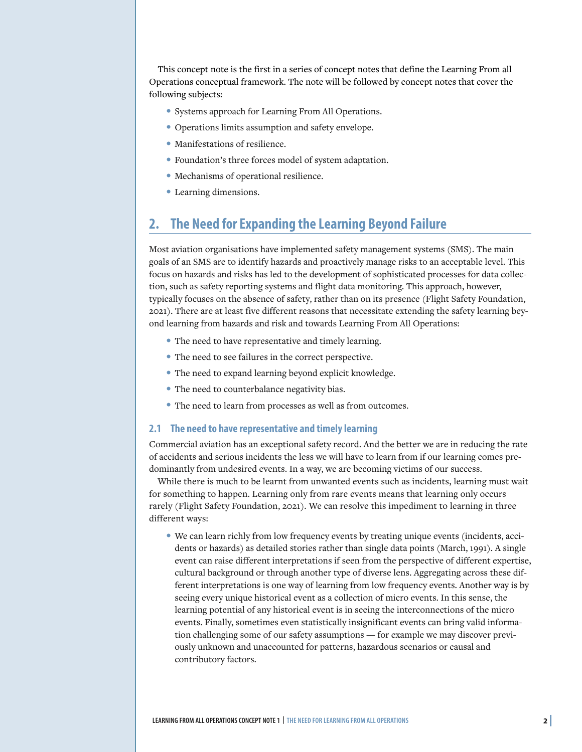This concept note is the first in a series of concept notes that define the Learning From all Operations conceptual framework. The note will be followed by concept notes that cover the following subjects:

- Systems approach for Learning From All Operations.
- Operations limits assumption and safety envelope.
- Manifestations of resilience.
- Foundation's three forces model of system adaptation.
- Mechanisms of operational resilience.
- Learning dimensions.

## 2. The Need for Expanding the Learning Beyond Failure

Most aviation organisations have implemented safety management systems (SMS). The main goals of an SMS are to identify hazards and proactively manage risks to an acceptable level. This focus on hazards and risks has led to the development of sophisticated processes for data collection, such as safety reporting systems and flight data monitoring. This approach, however, typically focuses on the absence of safety, rather than on its presence (Flight Safety Foundation, 2021). There are at least five different reasons that necessitate extending the safety learning beyond learning from hazards and risk and towards Learning From All Operations:

- The need to have representative and timely learning.
- The need to see failures in the correct perspective.
- The need to expand learning beyond explicit knowledge.
- The need to counterbalance negativity bias.
- The need to learn from processes as well as from outcomes.

### 2.1 The need to have representative and timely learning

Commercial aviation has an exceptional safety record. And the better we are in reducing the rate of accidents and serious incidents the less we will have to learn from if our learning comes predominantly from undesired events. In a way, we are becoming victims of our success.

While there is much to be learnt from unwanted events such as incidents, learning must wait for something to happen. Learning only from rare events means that learning only occurs rarely (Flight Safety Foundation, 2021). We can resolve this impediment to learning in three different ways:

- We can learn richly from low frequency events by treating unique events (incidents, accidents or hazards) as detailed stories rather than single data points (March, 1991). A single event can raise different interpretations if seen from the perspective of different expertise, cultural background or through another type of diverse lens. Aggregating across these different interpretations is one way of learning from low frequency events. Another way is by seeing every unique historical event as a collection of micro events. In this sense, the learning potential of any historical event is in seeing the interconnections of the micro events. Finally, sometimes even statistically insignificant events can bring valid information challenging some of our safety assumptions — for example we may discover previously unknown and unaccounted for patterns, hazardous scenarios or causal and contributory factors.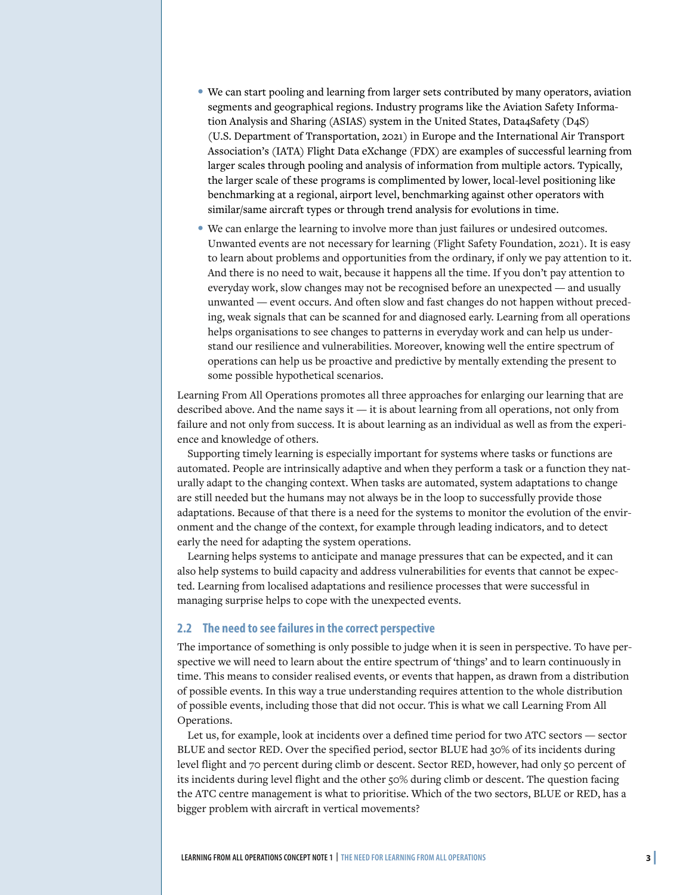- We can start pooling and learning from larger sets contributed by many operators, aviation segments and geographical regions. Industry programs like the Aviation Safety Information Analysis and Sharing (ASIAS) system in the United States, Data4Safety (D4S) (U.S. Department of Transportation, 2021) in Europe and the International Air Transport Association's (IATA) Flight Data eXchange (FDX) are examples of successful learning from larger scales through pooling and analysis of information from multiple actors. Typically, the larger scale of these programs is complimented by lower, local-level positioning like benchmarking at a regional, airport level, benchmarking against other operators with similar/same aircraft types or through trend analysis for evolutions in time.
- We can enlarge the learning to involve more than just failures or undesired outcomes. Unwanted events are not necessary for learning (Flight Safety Foundation, 2021). It is easy to learn about problems and opportunities from the ordinary, if only we pay attention to it. And there is no need to wait, because it happens all the time. If you don't pay attention to everyday work, slow changes may not be recognised before an unexpected — and usually unwanted — event occurs. And often slow and fast changes do not happen without preceding, weak signals that can be scanned for and diagnosed early. Learning from all operations helps organisations to see changes to patterns in everyday work and can help us understand our resilience and vulnerabilities. Moreover, knowing well the entire spectrum of operations can help us be proactive and predictive by mentally extending the present to some possible hypothetical scenarios.

Learning From All Operations promotes all three approaches for enlarging our learning that are described above. And the name says it — it is about learning from all operations, not only from failure and not only from success. It is about learning as an individual as well as from the experience and knowledge of others.

Supporting timely learning is especially important for systems where tasks or functions are automated. People are intrinsically adaptive and when they perform a task or a function they naturally adapt to the changing context. When tasks are automated, system adaptations to change are still needed but the humans may not always be in the loop to successfully provide those adaptations. Because of that there is a need for the systems to monitor the evolution of the environment and the change of the context, for example through leading indicators, and to detect early the need for adapting the system operations.

Learning helps systems to anticipate and manage pressures that can be expected, and it can also help systems to build capacity and address vulnerabilities for events that cannot be expected. Learning from localised adaptations and resilience processes that were successful in managing surprise helps to cope with the unexpected events.

## 2.2 The need to see failures in the correct perspective

The importance of something is only possible to judge when it is seen in perspective. To have perspective we will need to learn about the entire spectrum of 'things' and to learn continuously in time. This means to consider realised events, or events that happen, as drawn from a distribution of possible events. In this way a true understanding requires attention to the whole distribution of possible events, including those that did not occur. This is what we call Learning From All Operations.

Let us, for example, look at incidents over a defined time period for two ATC sectors — sector BLUE and sector RED. Over the specified period, sector BLUE had 30% of its incidents during level flight and 70 percent during climb or descent. Sector RED, however, had only 50 percent of its incidents during level flight and the other 50% during climb or descent. The question facing the ATC centre management is what to prioritise. Which of the two sectors, BLUE or RED, has a bigger problem with aircraft in vertical movements?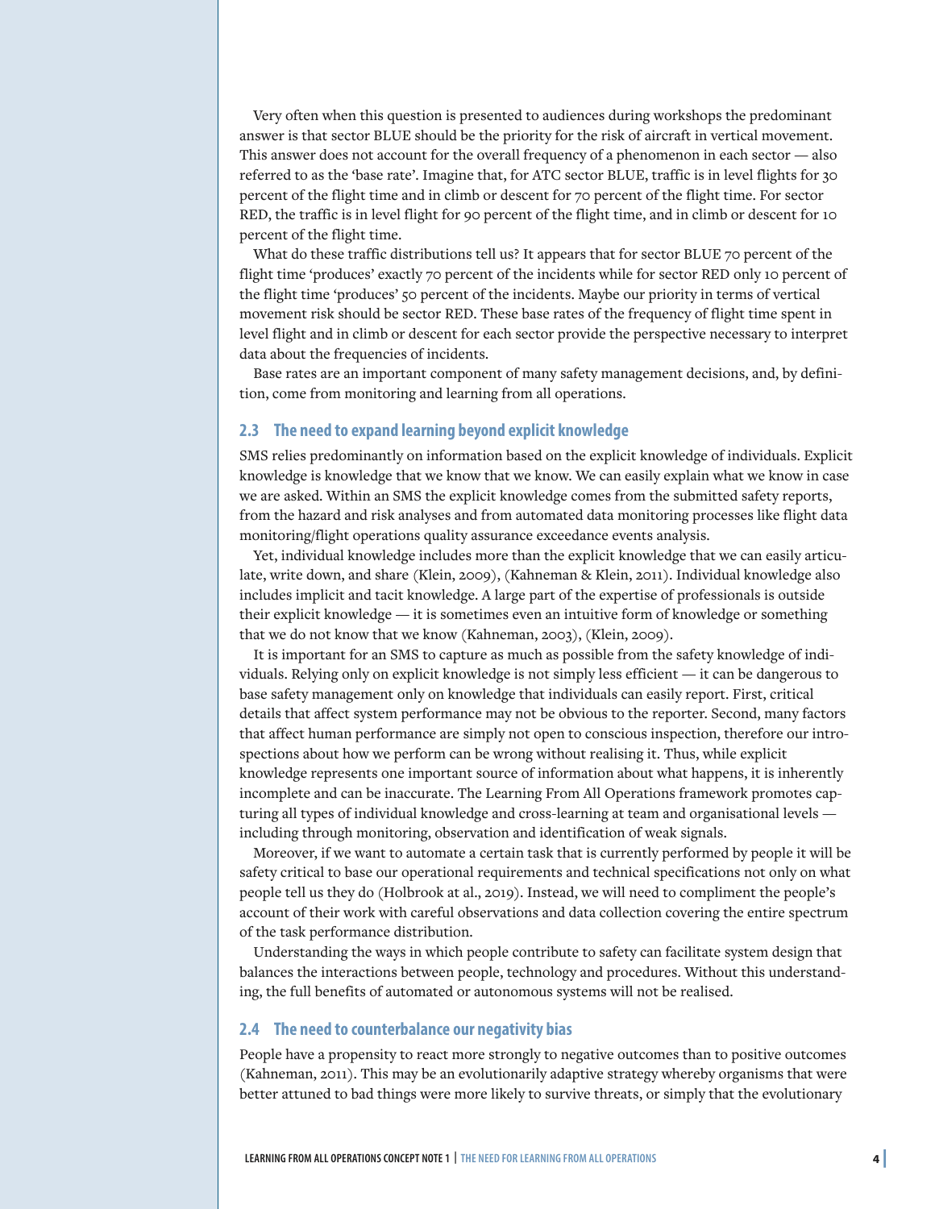Very often when this question is presented to audiences during workshops the predominant answer is that sector BLUE should be the priority for the risk of aircraft in vertical movement. This answer does not account for the overall frequency of a phenomenon in each sector — also referred to as the 'base rate'. Imagine that, for ATC sector BLUE, traffic is in level flights for 30 percent of the flight time and in climb or descent for 70 percent of the flight time. For sector RED, the traffic is in level flight for 90 percent of the flight time, and in climb or descent for 10 percent of the flight time.

What do these traffic distributions tell us? It appears that for sector BLUE 70 percent of the flight time 'produces' exactly 70 percent of the incidents while for sector RED only 10 percent of the flight time 'produces' 50 percent of the incidents. Maybe our priority in terms of vertical movement risk should be sector RED. These base rates of the frequency of flight time spent in level flight and in climb or descent for each sector provide the perspective necessary to interpret data about the frequencies of incidents.

Base rates are an important component of many safety management decisions, and, by definition, come from monitoring and learning from all operations.

## 2.3 The need to expand learning beyond explicit knowledge

SMS relies predominantly on information based on the explicit knowledge of individuals. Explicit knowledge is knowledge that we know that we know. We can easily explain what we know in case we are asked. Within an SMS the explicit knowledge comes from the submitted safety reports, from the hazard and risk analyses and from automated data monitoring processes like flight data monitoring/flight operations quality assurance exceedance events analysis.

Yet, individual knowledge includes more than the explicit knowledge that we can easily articulate, write down, and share (Klein, 2009), (Kahneman & Klein, 2011). Individual knowledge also includes implicit and tacit knowledge. A large part of the expertise of professionals is outside their explicit knowledge — it is sometimes even an intuitive form of knowledge or something that we do not know that we know (Kahneman, 2003), (Klein, 2009).

It is important for an SMS to capture as much as possible from the safety knowledge of individuals. Relying only on explicit knowledge is not simply less efficient — it can be dangerous to base safety management only on knowledge that individuals can easily report. First, critical details that affect system performance may not be obvious to the reporter. Second, many factors that affect human performance are simply not open to conscious inspection, therefore our introspections about how we perform can be wrong without realising it. Thus, while explicit knowledge represents one important source of information about what happens, it is inherently incomplete and can be inaccurate. The Learning From All Operations framework promotes capturing all types of individual knowledge and cross-learning at team and organisational levels — including through monitoring, observation and identification of weak signals.

Moreover, if we want to automate a certain task that is currently performed by people it will be safety critical to base our operational requirements and technical specifications not only on what people tell us they do (Holbrook at al., 2019). Instead, we will need to compliment the people's account of their work with careful observations and data collection covering the entire spectrum of the task performance distribution.

Understanding the ways in which people contribute to safety can facilitate system design that balances the interactions between people, technology and procedures. Without this understanding, the full benefits of automated or autonomous systems will not be realised.

## 2.4 The need to counterbalance our negativity bias

People have a propensity to react more strongly to negative outcomes than to positive outcomes (Kahneman, 2011). This may be an evolutionarily adaptive strategy whereby organisms that were better attuned to bad things were more likely to survive threats, or simply that the evolutionary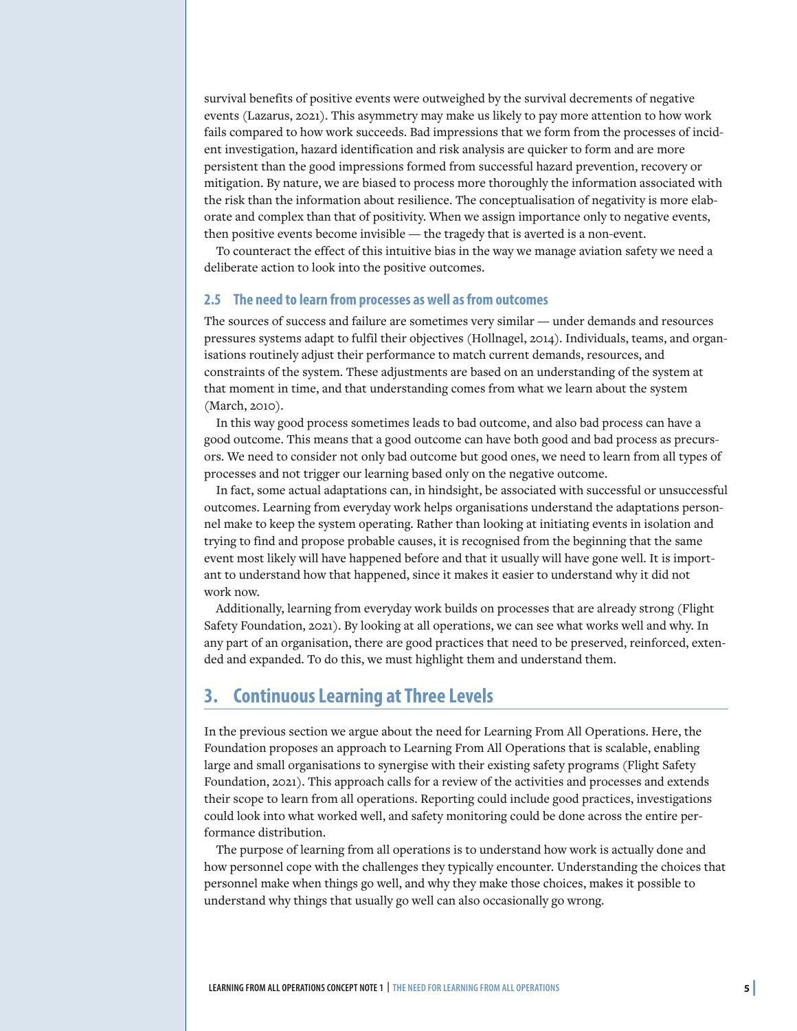survival benefits of positive events were outweighed by the survival decrements of negative events (Lazarus, 2021). This asymmetry may make us likely to pay more attention to how work fails compared to how work succeeds. Bad impressions that we form from the processes of incident investigation, hazard identification and risk analysis are quicker to form and are more persistent than the good impressions formed from successful hazard prevention, recovery or mitigation. By nature, we are biased to process more thoroughly the information associated with the risk than the information about resilience. The conceptualisation of negativity is more elaborate and complex than that of positivity. When we assign importance only to negative events, then positive events become invisible — the tragedy that is averted is a non-event.

To counteract the effect of this intuitive bias in the way we manage aviation safety we need a deliberate action to look into the positive outcomes.

### 2.5 The need to learn from processes as well as from outcomes

The sources of success and failure are sometimes very similar — under demands and resources pressures systems adapt to fulfil their objectives (Hollnagel, 2014). Individuals, teams, and organisations routinely adjust their performance to match current demands, resources, and constraints of the system. These adjustments are based on an understanding of the system at that moment in time, and that understanding comes from what we learn about the system (March, 2010).

In this way good process sometimes leads to bad outcome, and also bad process can have a good outcome. This means that a good outcome can have both good and bad process as precursors. We need to consider not only bad outcome but good ones, we need to learn from all types of processes and not trigger our learning based only on the negative outcome.

In fact, some actual adaptations can, in hindsight, be associated with successful or unsuccessful outcomes. Learning from everyday work helps organisations understand the adaptations personnel make to keep the system operating. Rather than looking at initiating events in isolation and trying to find and propose probable causes, it is recognised from the beginning that the same event most likely will have happened before and that it usually will have gone well. It is important to understand how that happened, since it makes it easier to understand why it did not work now.

Additionally, learning from everyday work builds on processes that are already strong (Flight Safety Foundation, 2021). By looking at all operations, we can see what works well and why. In any part of an organisation, there are good practices that need to be preserved, reinforced, extended and expanded. To do this, we must highlight them and understand them.

## 3. Continuous Learning at Three Levels

In the previous section we argue about the need for Learning From All Operations. Here, the Foundation proposes an approach to Learning From All Operations that is scalable, enabling large and small organisations to synergise with their existing safety programs (Flight Safety Foundation, 2021). This approach calls for a review of the activities and processes and extends their scope to learn from all operations. Reporting could include good practices, investigations could look into what worked well, and safety monitoring could be done across the entire performance distribution.

The purpose of learning from all operations is to understand how work is actually done and how personnel cope with the challenges they typically encounter. Understanding the choices that personnel make when things go well, and why they make those choices, makes it possible to understand why things that usually go well can also occasionally go wrong.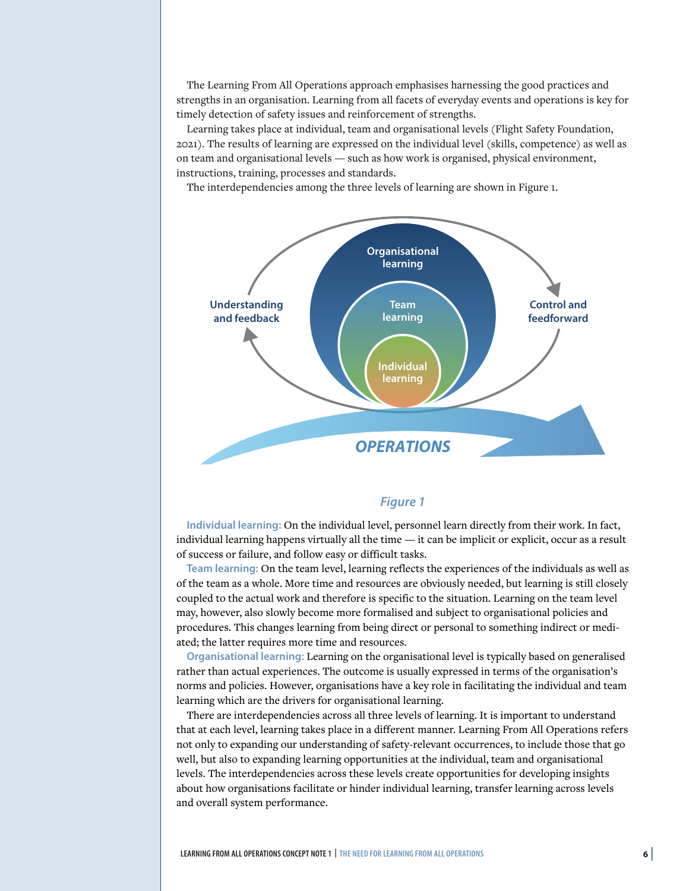The Learning From All Operations approach emphasises harnessing the good practices and strengths in an organisation. Learning from all facets of everyday events and operations is key for timely detection of safety issues and reinforcement of strengths.

Learning takes place at individual, team and organisational levels (Flight Safety Foundation, 2021). The results of learning are expressed on the individual level (skills, competence) as well as on team and organisational levels — such as how work is organised, physical environment, instructions, training, processes and standards.

The interdependencies among the three levels of learning are shown in Figure 1.

Organisational learning

Team learning

Individual learning

Understanding and feedback

Control and feedforward

OPERATIONS

*Figure 1*

**Individual learning:** On the individual level, personnel learn directly from their work. In fact, individual learning happens virtually all the time — it can be implicit or explicit, occur as a result of success or failure, and follow easy or difficult tasks.

**Team learning:** On the team level, learning reflects the experiences of the individuals as well as of the team as a whole. More time and resources are obviously needed, but learning is still closely coupled to the actual work and therefore is specific to the situation. Learning on the team level may, however, also slowly become more formalised and subject to organisational policies and procedures. This changes learning from being direct or personal to something indirect or mediated; the latter requires more time and resources.

**Organisational learning:** Learning on the organisational level is typically based on generalised rather than actual experiences. The outcome is usually expressed in terms of the organisation's norms and policies. However, organisations have a key role in facilitating the individual and team learning which are the drivers for organisational learning.

There are interdependencies across all three levels of learning. It is important to understand that at each level, learning takes place in a different manner. Learning From All Operations refers not only to expanding our understanding of safety-relevant occurrences, to include those that go well, but also to expanding learning opportunities at the individual, team and organisational levels. The interdependencies across these levels create opportunities for developing insights about how organisations facilitate or hinder individual learning, transfer learning across levels and overall system performance.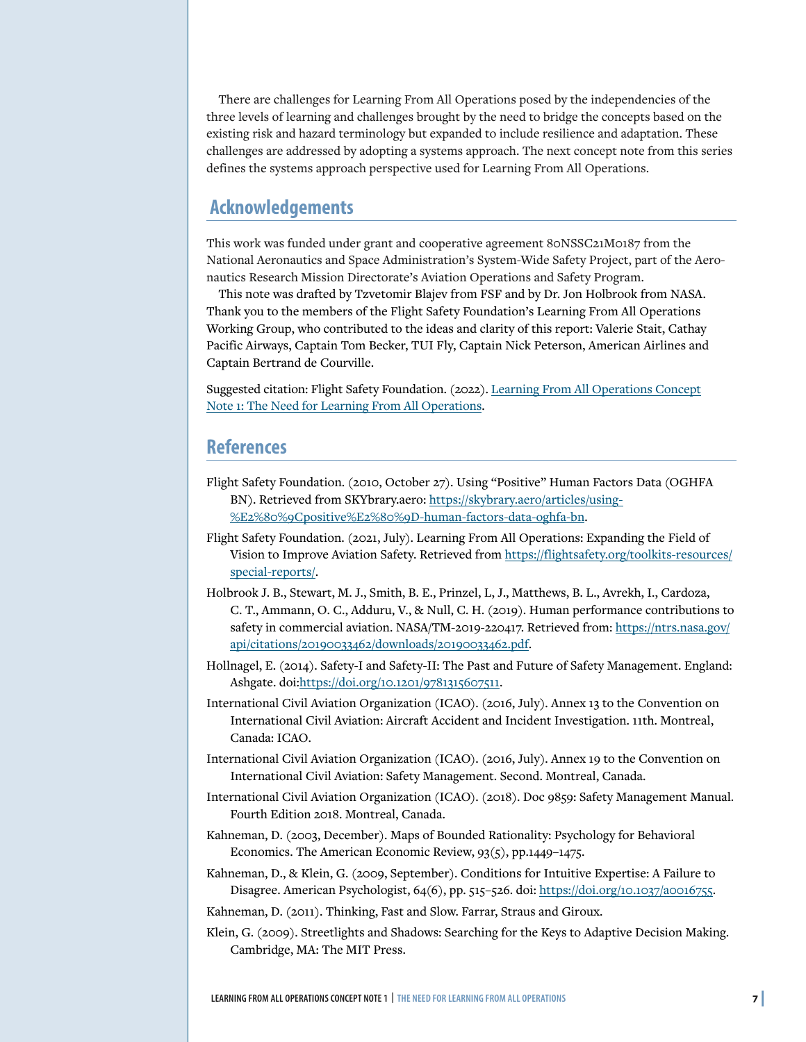There are challenges for Learning From All Operations posed by the independencies of the three levels of learning and challenges brought by the need to bridge the concepts based on the existing risk and hazard terminology but expanded to include resilience and adaptation. These challenges are addressed by adopting a systems approach. The next concept note from this series defines the systems approach perspective used for Learning From All Operations.

## Acknowledgements

This work was funded under grant and cooperative agreement 80NSSC21M0187 from the National Aeronautics and Space Administration's System-Wide Safety Project, part of the Aeronautics Research Mission Directorate's Aviation Operations and Safety Program.

This note was drafted by Tzvetomir Blajev from FSF and by Dr. Jon Holbrook from NASA. Thank you to the members of the Flight Safety Foundation's Learning From All Operations Working Group, who contributed to the ideas and clarity of this report: Valerie Stait, Cathay Pacific Airways, Captain Tom Becker, TUI Fly, Captain Nick Peterson, American Airlines and Captain Bertrand de Courville.

Suggested citation: Flight Safety Foundation. (2022). Learning From All Operations Concept Note 1: The Need for Learning From All Operations.

## References

Flight Safety Foundation. (2010, October 27). Using "Positive" Human Factors Data (OGHFA BN). Retrieved from SKYbrary.aero: https://skybrary.aero/articles/using-%E2%80%9Cpositive%E2%80%9D-human-factors-data-oghfa-bn.

Flight Safety Foundation. (2021, July). Learning From All Operations: Expanding the Field of Vision to Improve Aviation Safety. Retrieved from https://flightsafety.org/toolkits-resources/special-reports/.

Holbrook J. B., Stewart, M. J., Smith, B. E., Prinzel, L, J., Matthews, B. L., Avrekh, I., Cardoza, C. T., Ammann, O. C., Adduru, V., & Null, C. H. (2019). Human performance contributions to safety in commercial aviation. NASA/TM-2019-220417. Retrieved from: https://ntrs.nasa.gov/api/citations/20190033462/downloads/20190033462.pdf.

Hollnagel, E. (2014). Safety-I and Safety-II: The Past and Future of Safety Management. England: Ashgate. doi:https://doi.org/10.1201/9781315607511.

International Civil Aviation Organization (ICAO). (2016, July). Annex 13 to the Convention on International Civil Aviation: Aircraft Accident and Incident Investigation. 11th. Montreal, Canada: ICAO.

International Civil Aviation Organization (ICAO). (2016, July). Annex 19 to the Convention on International Civil Aviation: Safety Management. Second. Montreal, Canada.

International Civil Aviation Organization (ICAO). (2018). Doc 9859: Safety Management Manual. Fourth Edition 2018. Montreal, Canada.

Kahneman, D. (2003, December). Maps of Bounded Rationality: Psychology for Behavioral Economics. The American Economic Review, 93(5), pp.1449–1475.

Kahneman, D., & Klein, G. (2009, September). Conditions for Intuitive Expertise: A Failure to Disagree. American Psychologist, 64(6), pp. 515–526. doi: https://doi.org/10.1037/a0016755.

Kahneman, D. (2011). Thinking, Fast and Slow. Farrar, Straus and Giroux.

Klein, G. (2009). Streetlights and Shadows: Searching for the Keys to Adaptive Decision Making. Cambridge, MA: The MIT Press.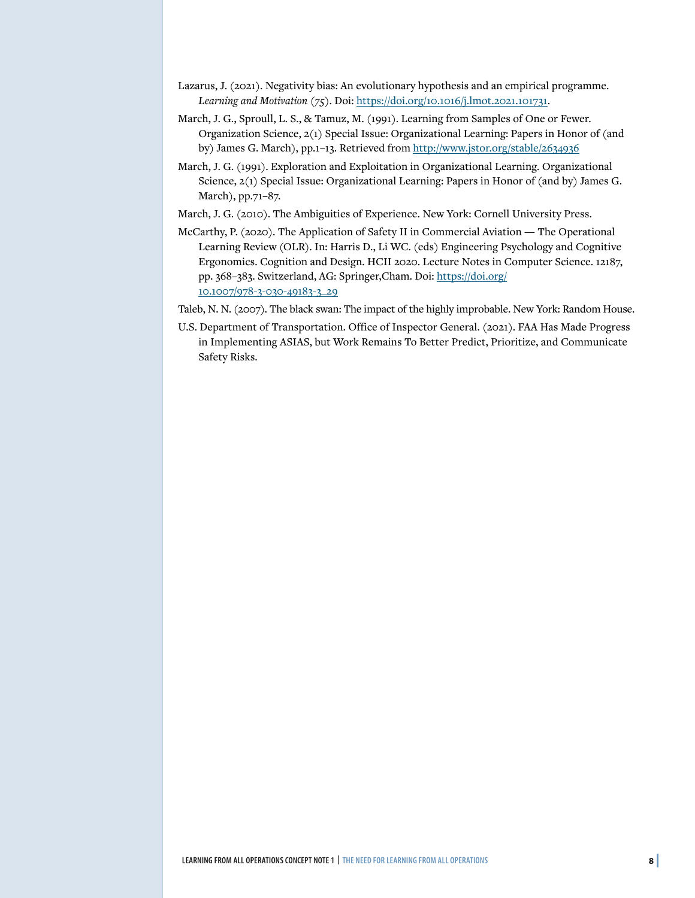Lazarus, J. (2021). Negativity bias: An evolutionary hypothesis and an empirical programme. *Learning and Motivation* (75). Doi: https://doi.org/10.1016/j.lmot.2021.101731.

March, J. G., Sproull, L. S., & Tamuz, M. (1991). Learning from Samples of One or Fewer. Organization Science, 2(1) Special Issue: Organizational Learning: Papers in Honor of (and by) James G. March), pp.1–13. Retrieved from http://www.jstor.org/stable/2634936

March, J. G. (1991). Exploration and Exploitation in Organizational Learning. Organizational Science, 2(1) Special Issue: Organizational Learning: Papers in Honor of (and by) James G. March), pp.71–87.

March, J. G. (2010). The Ambiguities of Experience. New York: Cornell University Press.

McCarthy, P. (2020). The Application of Safety II in Commercial Aviation — The Operational Learning Review (OLR). In: Harris D., Li WC. (eds) Engineering Psychology and Cognitive Ergonomics. Cognition and Design. HCII 2020. Lecture Notes in Computer Science. 12187, pp. 368–383. Switzerland, AG: Springer,Cham. Doi: https://doi.org/10.1007/978-3-030-49183-3_29

Taleb, N. N. (2007). The black swan: The impact of the highly improbable. New York: Random House.

U.S. Department of Transportation. Office of Inspector General. (2021). FAA Has Made Progress in Implementing ASIAS, but Work Remains To Better Predict, Prioritize, and Communicate Safety Risks.